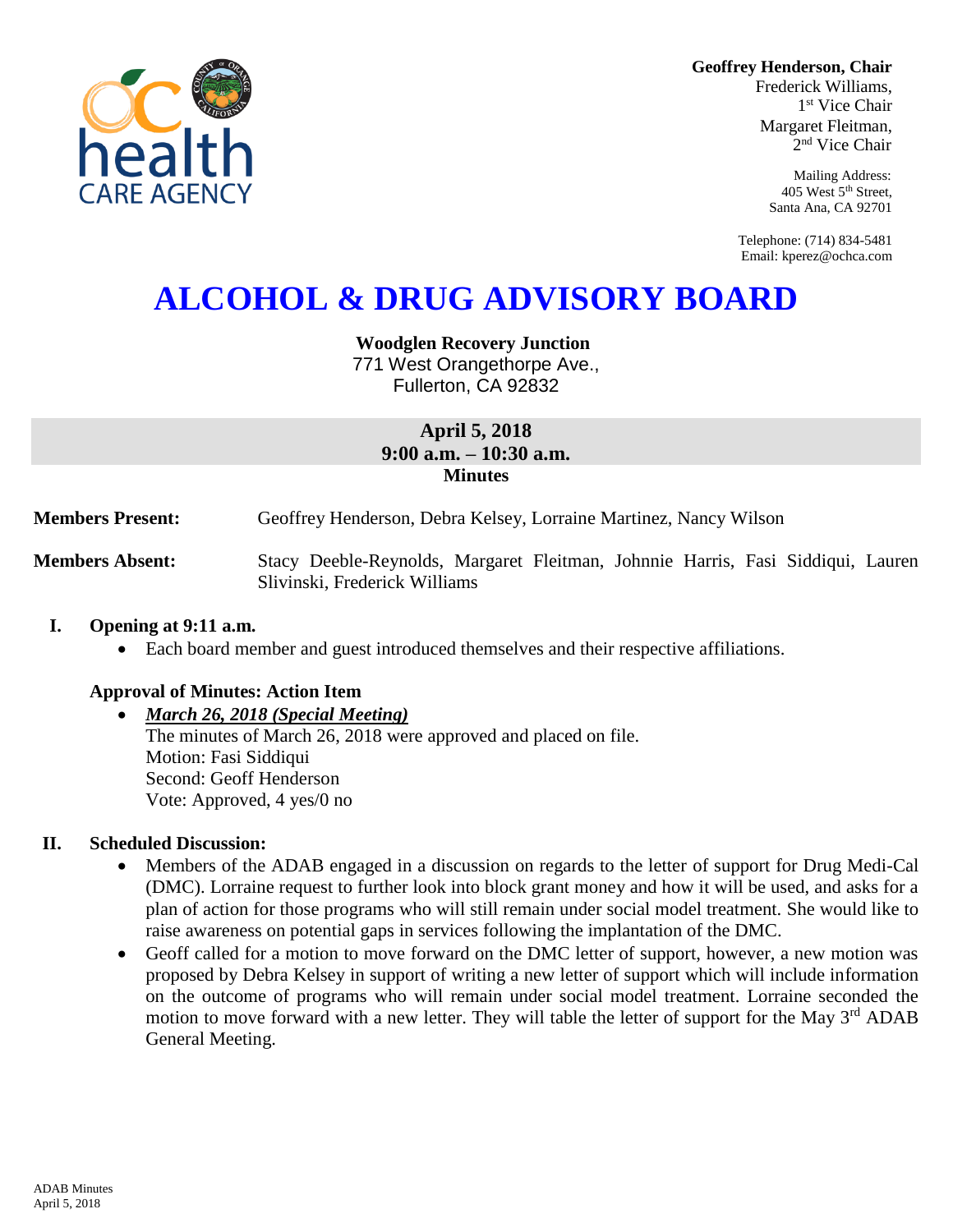**Geoffrey Henderson, Chair**
Frederick Williams,
1st Vice Chair
Margaret Fleitman,
2nd Vice Chair

Mailing Address:
405 West 5th Street,
Santa Ana, CA 92701

Telephone: (714) 834-5481
Email: kperez@ochca.com

# ALCOHOL & DRUG ADVISORY BOARD

**Woodglen Recovery Junction**
771 West Orangethorpe Ave.,
Fullerton, CA 92832

**April 5, 2018**
**9:00 a.m. – 10:30 a.m.**
**Minutes**

**Members Present:** Geoffrey Henderson, Debra Kelsey, Lorraine Martinez, Nancy Wilson

**Members Absent:** Stacy Deeble-Reynolds, Margaret Fleitman, Johnnie Harris, Fasi Siddiqui, Lauren Slivinski, Frederick Williams

## I. Opening at 9:11 a.m.

- Each board member and guest introduced themselves and their respective affiliations.

### Approval of Minutes: Action Item

- ***March 26, 2018 (Special Meeting)***
  The minutes of March 26, 2018 were approved and placed on file.
  Motion: Fasi Siddiqui
  Second: Geoff Henderson
  Vote: Approved, 4 yes/0 no

## II. Scheduled Discussion:

- Members of the ADAB engaged in a discussion on regards to the letter of support for Drug Medi-Cal (DMC). Lorraine request to further look into block grant money and how it will be used, and asks for a plan of action for those programs who will still remain under social model treatment. She would like to raise awareness on potential gaps in services following the implantation of the DMC.
- Geoff called for a motion to move forward on the DMC letter of support, however, a new motion was proposed by Debra Kelsey in support of writing a new letter of support which will include information on the outcome of programs who will remain under social model treatment. Lorraine seconded the motion to move forward with a new letter. They will table the letter of support for the May 3rd ADAB General Meeting.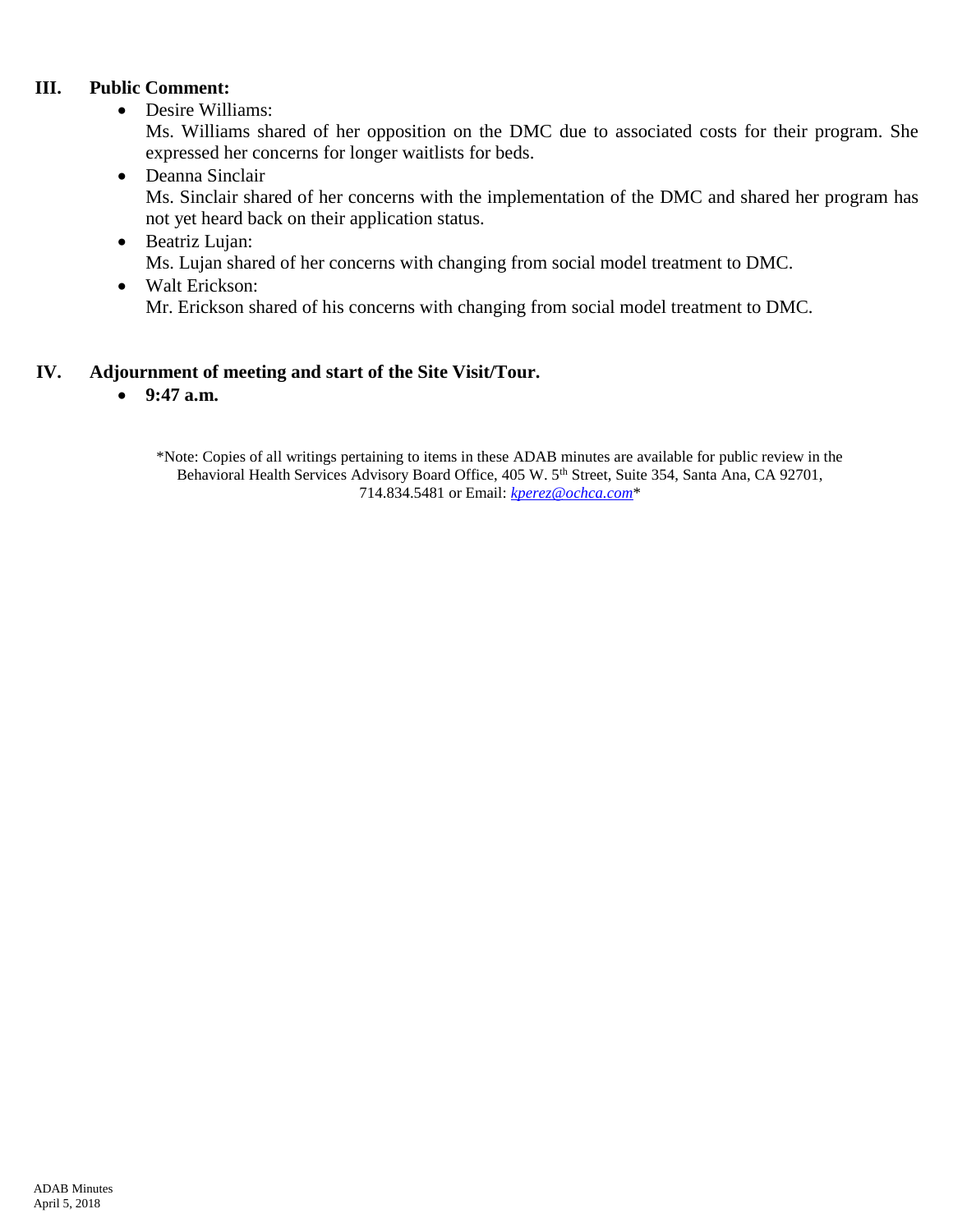## III. Public Comment:

- Desire Williams:
  Ms. Williams shared of her opposition on the DMC due to associated costs for their program. She expressed her concerns for longer waitlists for beds.
- Deanna Sinclair
  Ms. Sinclair shared of her concerns with the implementation of the DMC and shared her program has not yet heard back on their application status.
- Beatriz Lujan:
  Ms. Lujan shared of her concerns with changing from social model treatment to DMC.
- Walt Erickson:
  Mr. Erickson shared of his concerns with changing from social model treatment to DMC.

## IV. Adjournment of meeting and start of the Site Visit/Tour.

- **9:47 a.m.**

*Note: Copies of all writings pertaining to items in these ADAB minutes are available for public review in the Behavioral Health Services Advisory Board Office, 405 W. 5th Street, Suite 354, Santa Ana, CA 92701, 714.834.5481 or Email: *kperez@ochca.com**